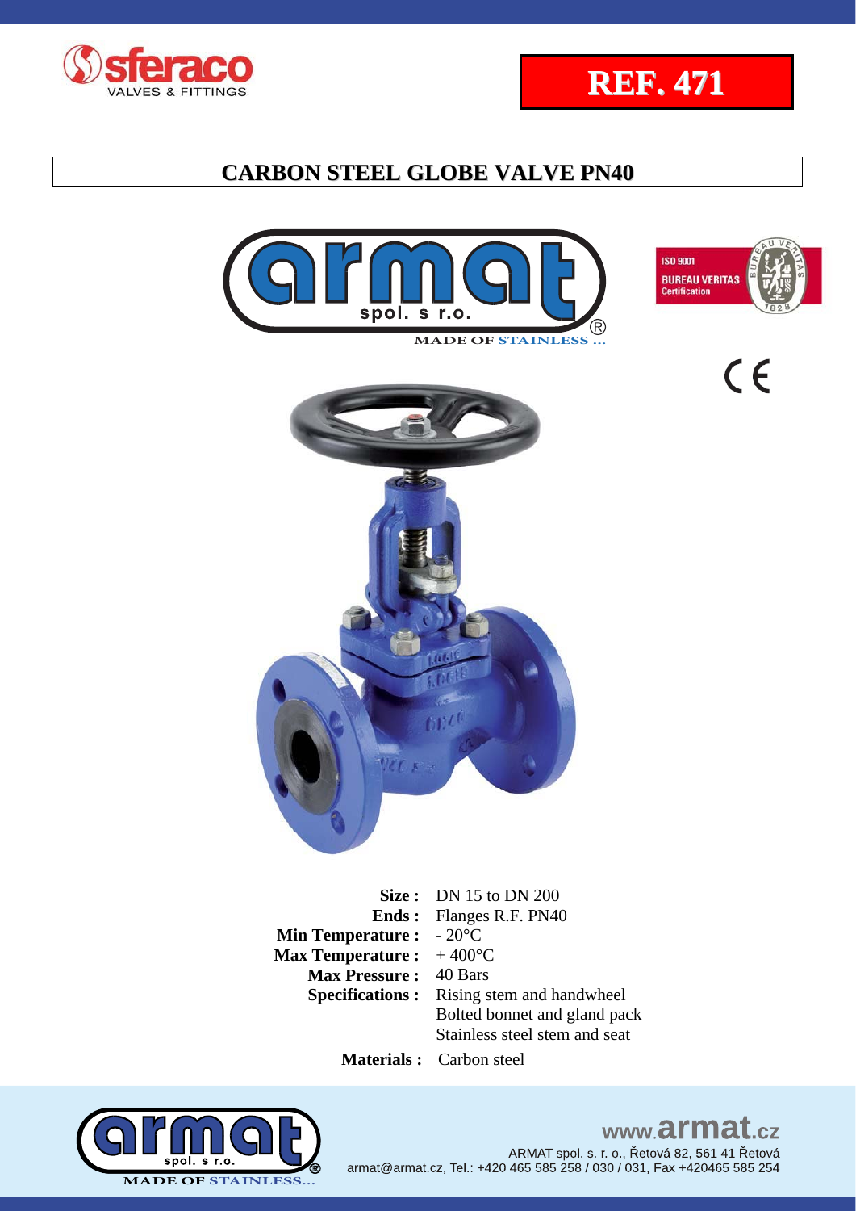**REF. 471**

# CARBON STEEL GLOBE VALVE PN40

MADE OF STAINLESS ...

ISO 9001
BUREAU VERITAS
Certification

| | |
|---|---|
| **Size :** | DN 15 to DN 200 |
| **Ends :** | Flanges R.F. PN40 |
| **Min Temperature :** | - 20°C |
| **Max Temperature :** | + 400°C |
| **Max Pressure :** | 40 Bars |
| **Specifications :** | Rising stem and handwheel<br>Bolted bonnet and gland pack<br>Stainless steel stem and seat |
| **Materials :** | Carbon steel |

MADE OF STAINLESS...

www.armat.cz
ARMAT spol. s. r. o., Řetová 82, 561 41 Řetová
armat@armat.cz, Tel.: +420 465 585 258 / 030 / 031, Fax +420465 585 254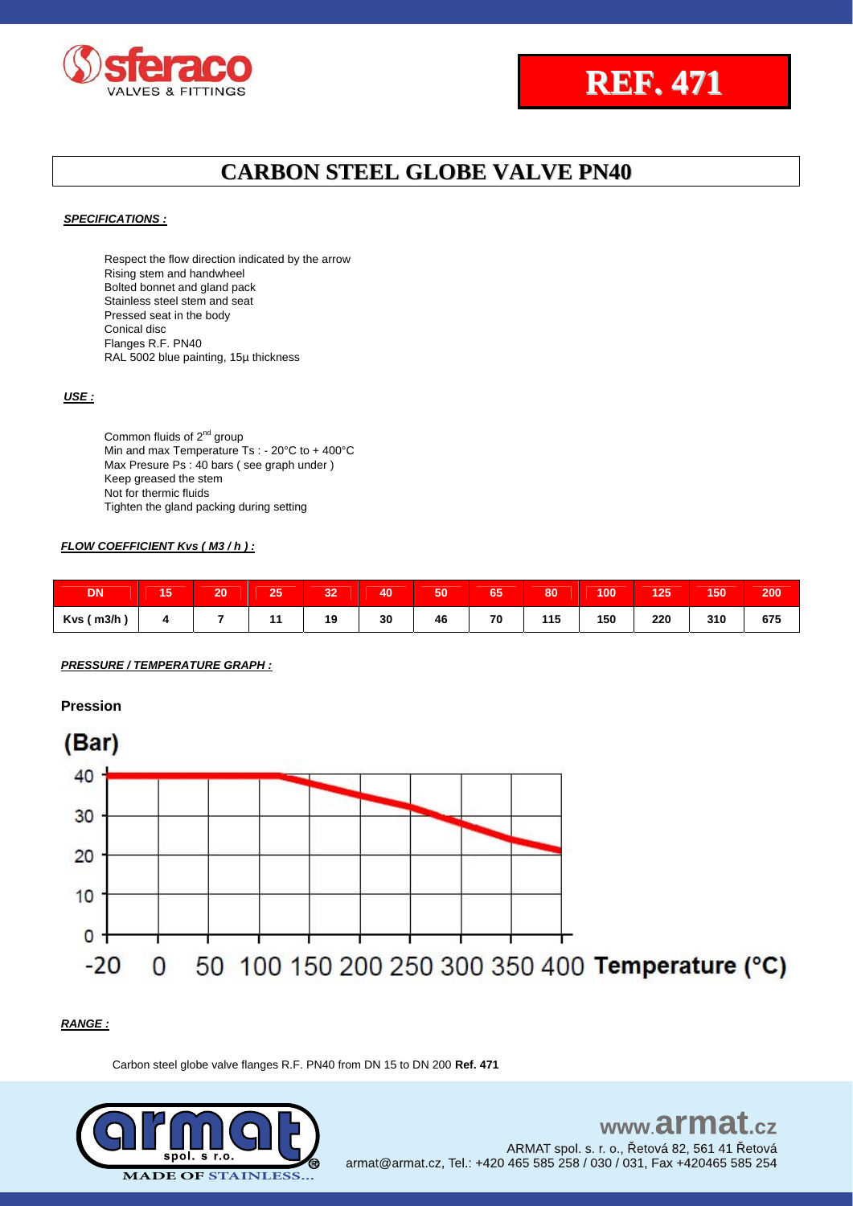# REF. 471

## CARBON STEEL GLOBE VALVE PN40

***SPECIFICATIONS :***

Respect the flow direction indicated by the arrow
Rising stem and handwheel
Bolted bonnet and gland pack
Stainless steel stem and seat
Pressed seat in the body
Conical disc
Flanges R.F. PN40
RAL 5002 blue painting, 15µ thickness

***USE :***

Common fluids of 2nd group
Min and max Temperature Ts : - 20°C to + 400°C
Max Presure Ps : 40 bars ( see graph under )
Keep greased the stem
Not for thermic fluids
Tighten the gland packing during setting

***FLOW COEFFICIENT Kvs ( M3 / h ) :***

| DN | 15 | 20 | 25 | 32 | 40 | 50 | 65 | 80 | 100 | 125 | 150 | 200 |
|---|---|---|---|---|---|---|---|---|---|---|---|---|
| Kvs ( m3/h ) | 4 | 7 | 11 | 19 | 30 | 46 | 70 | 115 | 150 | 220 | 310 | 675 |

***PRESSURE / TEMPERATURE GRAPH :***

**Pression**

(Bar)

40
30
20
10
0

-20 0 50 100 150 200 250 300 350 400 **Temperature (°C)**

***RANGE :***

Carbon steel globe valve flanges R.F. PN40 from DN 15 to DN 200 **Ref. 471**

www.armat.cz
ARMAT spol. s r. o., Řetová 82, 561 41 Řetová
armat@armat.cz, Tel.: +420 465 585 258 / 030 / 031, Fax +420465 585 254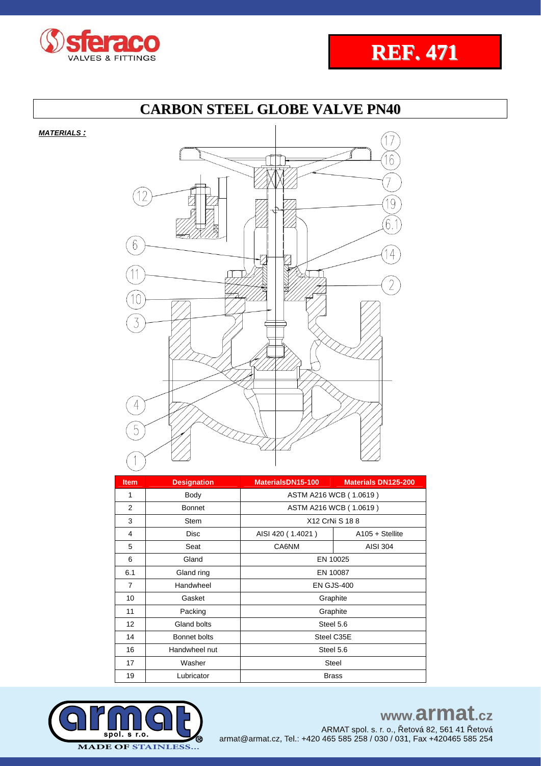# REF. 471

## CARBON STEEL GLOBE VALVE PN40

***MATERIALS :***

| Item | Designation | MaterialsDN15-100 | Materials DN125-200 |
|---|---|---|---|
| 1 | Body | ASTM A216 WCB ( 1.0619 ) | |
| 2 | Bonnet | ASTM A216 WCB ( 1.0619 ) | |
| 3 | Stem | X12 CrNi S 18 8 | |
| 4 | Disc | AISI 420 ( 1.4021 ) | A105 + Stellite |
| 5 | Seat | CA6NM | AISI 304 |
| 6 | Gland | EN 10025 | |
| 6.1 | Gland ring | EN 10087 | |
| 7 | Handwheel | EN GJS-400 | |
| 10 | Gasket | Graphite | |
| 11 | Packing | Graphite | |
| 12 | Gland bolts | Steel 5.6 | |
| 14 | Bonnet bolts | Steel C35E | |
| 16 | Handwheel nut | Steel 5.6 | |
| 17 | Washer | Steel | |
| 19 | Lubricator | Brass | |

www.armat.cz

ARMAT spol. s r. o., Řetová 82, 561 41 Řetová
armat@armat.cz, Tel.: +420 465 585 258 / 030 / 031, Fax +420465 585 254

MADE OF STAINLESS...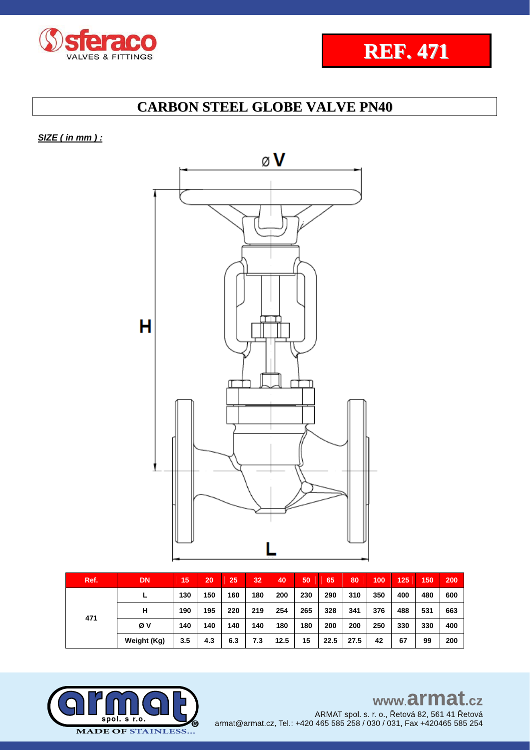**REF. 471**

# CARBON STEEL GLOBE VALVE PN40

***SIZE ( in mm ) :***

| Ref. | DN | 15 | 20 | 25 | 32 | 40 | 50 | 65 | 80 | 100 | 125 | 150 | 200 |
|---|---|---|---|---|---|---|---|---|---|---|---|---|---|
| 471 | L | 130 | 150 | 160 | 180 | 200 | 230 | 290 | 310 | 350 | 400 | 480 | 600 |
| | H | 190 | 195 | 220 | 219 | 254 | 265 | 328 | 341 | 376 | 488 | 531 | 663 |
| | Ø V | 140 | 140 | 140 | 140 | 180 | 180 | 200 | 200 | 250 | 330 | 330 | 400 |
| | Weight (Kg) | 3.5 | 4.3 | 6.3 | 7.3 | 12.5 | 15 | 22.5 | 27.5 | 42 | 67 | 99 | 200 |

www.armat.cz

ARMAT spol. s. r. o., Řetová 82, 561 41 Řetová
armat@armat.cz, Tel.: +420 465 585 258 / 030 / 031, Fax +420465 585 254

MADE OF STAINLESS...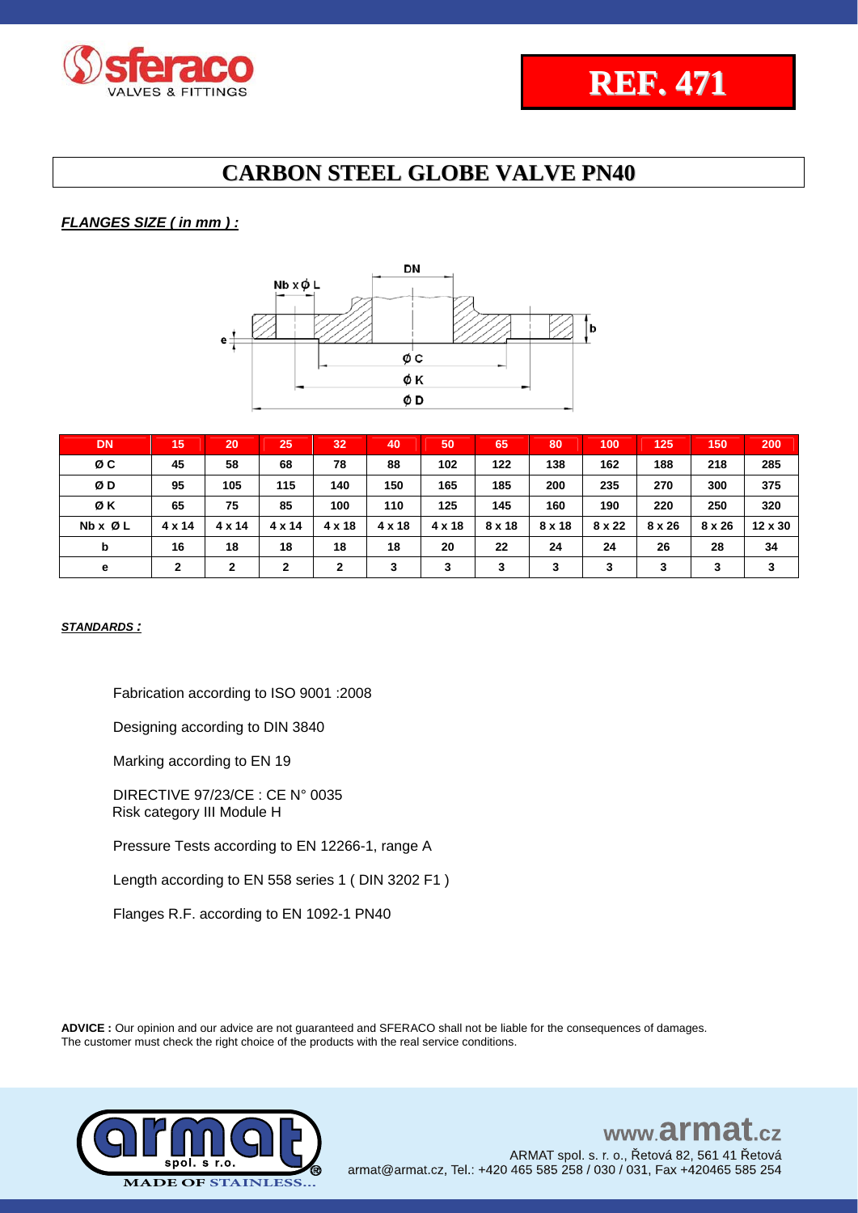# REF. 471

## CARBON STEEL GLOBE VALVE PN40

***FLANGES SIZE ( in mm ) :***

| DN | 15 | 20 | 25 | 32 | 40 | 50 | 65 | 80 | 100 | 125 | 150 | 200 |
|---|---|---|---|---|---|---|---|---|---|---|---|---|
| Ø C | 45 | 58 | 68 | 78 | 88 | 102 | 122 | 138 | 162 | 188 | 218 | 285 |
| Ø D | 95 | 105 | 115 | 140 | 150 | 165 | 185 | 200 | 235 | 270 | 300 | 375 |
| Ø K | 65 | 75 | 85 | 100 | 110 | 125 | 145 | 160 | 190 | 220 | 250 | 320 |
| Nb x Ø L | 4 x 14 | 4 x 14 | 4 x 14 | 4 x 18 | 4 x 18 | 4 x 18 | 8 x 18 | 8 x 18 | 8 x 22 | 8 x 26 | 8 x 26 | 12 x 30 |
| b | 16 | 18 | 18 | 18 | 18 | 20 | 22 | 24 | 24 | 26 | 28 | 34 |
| e | 2 | 2 | 2 | 2 | 3 | 3 | 3 | 3 | 3 | 3 | 3 | 3 |

***STANDARDS :***

Fabrication according to ISO 9001 :2008

Designing according to DIN 3840

Marking according to EN 19

DIRECTIVE 97/23/CE : CE N° 0035
Risk category III Module H

Pressure Tests according to EN 12266-1, range A

Length according to EN 558 series 1 ( DIN 3202 F1 )

Flanges R.F. according to EN 1092-1 PN40

**ADVICE :** Our opinion and our advice are not guaranteed and SFERACO shall not be liable for the consequences of damages. The customer must check the right choice of the products with the real service conditions.

www.armat.cz
ARMAT spol. s r. o., Řetová 82, 561 41 Řetová
armat@armat.cz, Tel.: +420 465 585 258 / 030 / 031, Fax +420465 585 254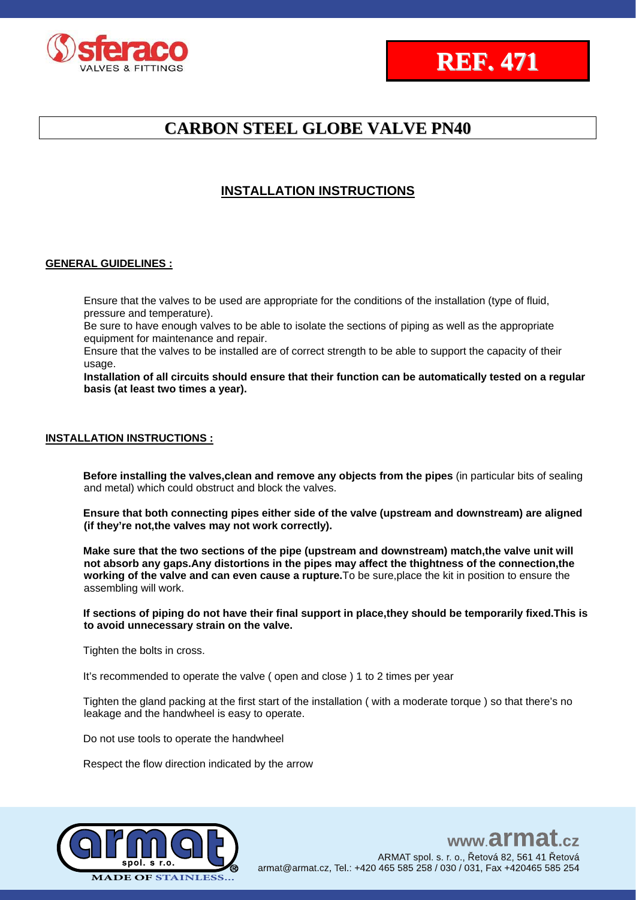**REF. 471**

# CARBON STEEL GLOBE VALVE PN40

## INSTALLATION INSTRUCTIONS

### GENERAL GUIDELINES :

Ensure that the valves to be used are appropriate for the conditions of the installation (type of fluid, pressure and temperature).
Be sure to have enough valves to be able to isolate the sections of piping as well as the appropriate equipment for maintenance and repair.
Ensure that the valves to be installed are of correct strength to be able to support the capacity of their usage.
**Installation of all circuits should ensure that their function can be automatically tested on a regular basis (at least two times a year).**

### INSTALLATION INSTRUCTIONS :

**Before installing the valves,clean and remove any objects from the pipes** (in particular bits of sealing and metal) which could obstruct and block the valves.

**Ensure that both connecting pipes either side of the valve (upstream and downstream) are aligned (if they're not,the valves may not work correctly).**

**Make sure that the two sections of the pipe (upstream and downstream) match,the valve unit will not absorb any gaps.Any distortions in the pipes may affect the thightness of the connection,the working of the valve and can even cause a rupture.**To be sure,place the kit in position to ensure the assembling will work.

**If sections of piping do not have their final support in place,they should be temporarily fixed.This is to avoid unnecessary strain on the valve.**

Tighten the bolts in cross.

It's recommended to operate the valve ( open and close ) 1 to 2 times per year

Tighten the gland packing at the first start of the installation ( with a moderate torque ) so that there's no leakage and the handwheel is easy to operate.

Do not use tools to operate the handwheel

Respect the flow direction indicated by the arrow

www.armat.cz
ARMAT spol. s r. o., Řetová 82, 561 41 Řetová
armat@armat.cz, Tel.: +420 465 585 258 / 030 / 031, Fax +420465 585 254